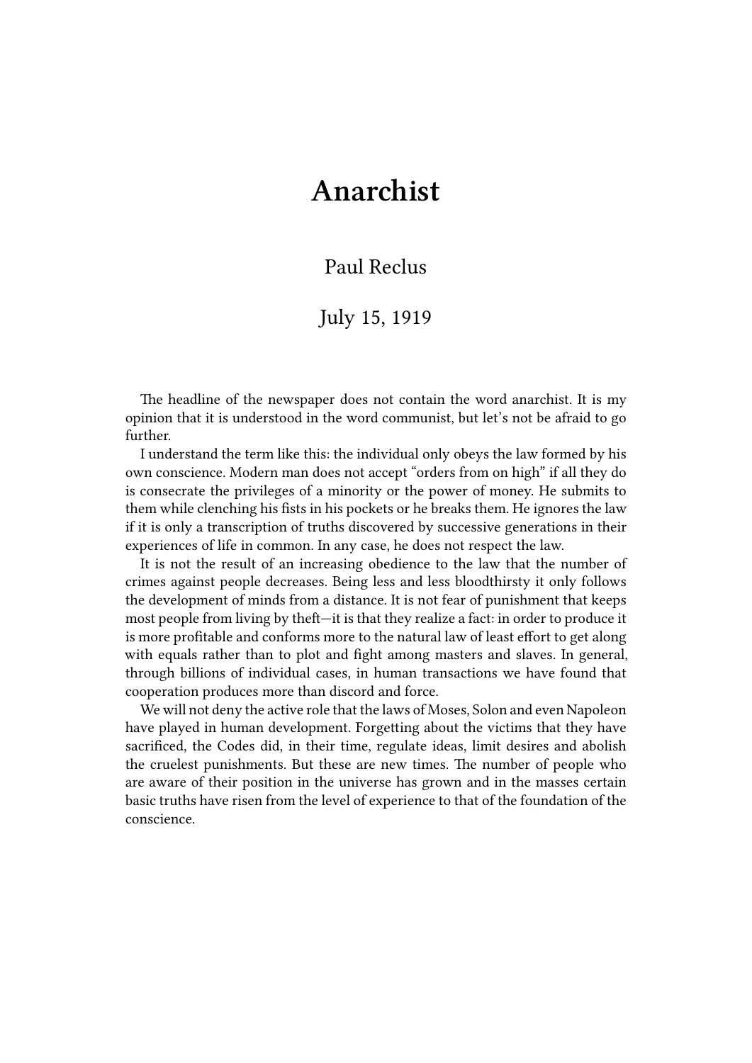# Anarchist

Paul Reclus

July 15, 1919

The headline of the newspaper does not contain the word anarchist. It is my opinion that it is understood in the word communist, but let's not be afraid to go further.

I understand the term like this: the individual only obeys the law formed by his own conscience. Modern man does not accept "orders from on high" if all they do is consecrate the privileges of a minority or the power of money. He submits to them while clenching his fists in his pockets or he breaks them. He ignores the law if it is only a transcription of truths discovered by successive generations in their experiences of life in common. In any case, he does not respect the law.

It is not the result of an increasing obedience to the law that the number of crimes against people decreases. Being less and less bloodthirsty it only follows the development of minds from a distance. It is not fear of punishment that keeps most people from living by theft—it is that they realize a fact: in order to produce it is more profitable and conforms more to the natural law of least effort to get along with equals rather than to plot and fight among masters and slaves. In general, through billions of individual cases, in human transactions we have found that cooperation produces more than discord and force.

We will not deny the active role that the laws of Moses, Solon and even Napoleon have played in human development. Forgetting about the victims that they have sacrificed, the Codes did, in their time, regulate ideas, limit desires and abolish the cruelest punishments. But these are new times. The number of people who are aware of their position in the universe has grown and in the masses certain basic truths have risen from the level of experience to that of the foundation of the conscience.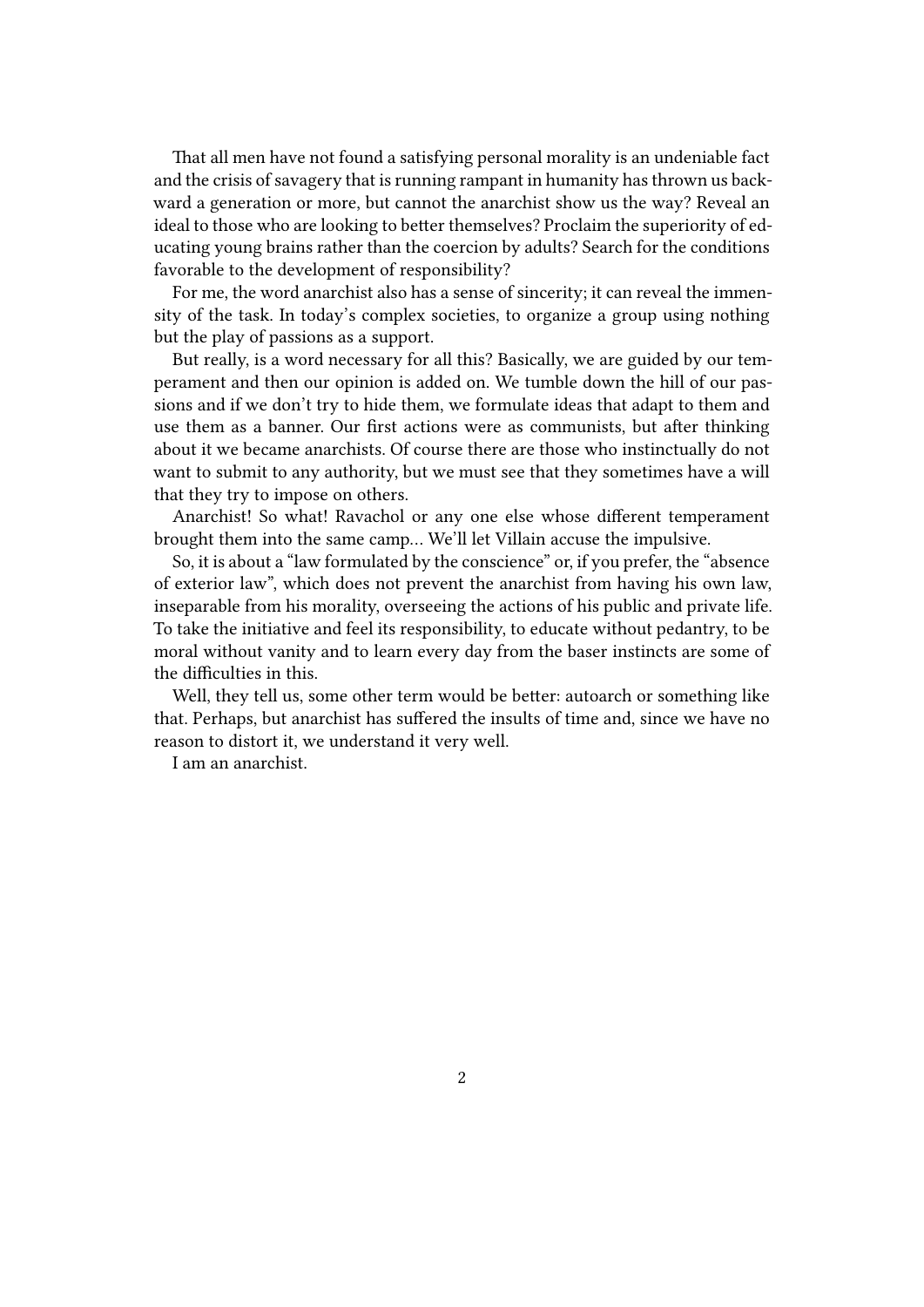That all men have not found a satisfying personal morality is an undeniable fact and the crisis of savagery that is running rampant in humanity has thrown us backward a generation or more, but cannot the anarchist show us the way? Reveal an ideal to those who are looking to better themselves? Proclaim the superiority of educating young brains rather than the coercion by adults? Search for the conditions favorable to the development of responsibility?

For me, the word anarchist also has a sense of sincerity; it can reveal the immensity of the task. In today's complex societies, to organize a group using nothing but the play of passions as a support.

But really, is a word necessary for all this? Basically, we are guided by our temperament and then our opinion is added on. We tumble down the hill of our passions and if we don't try to hide them, we formulate ideas that adapt to them and use them as a banner. Our first actions were as communists, but after thinking about it we became anarchists. Of course there are those who instinctually do not want to submit to any authority, but we must see that they sometimes have a will that they try to impose on others.

Anarchist! So what! Ravachol or any one else whose different temperament brought them into the same camp… We'll let Villain accuse the impulsive.

So, it is about a "law formulated by the conscience" or, if you prefer, the "absence of exterior law", which does not prevent the anarchist from having his own law, inseparable from his morality, overseeing the actions of his public and private life. To take the initiative and feel its responsibility, to educate without pedantry, to be moral without vanity and to learn every day from the baser instincts are some of the difficulties in this.

Well, they tell us, some other term would be better: autoarch or something like that. Perhaps, but anarchist has suffered the insults of time and, since we have no reason to distort it, we understand it very well.

I am an anarchist.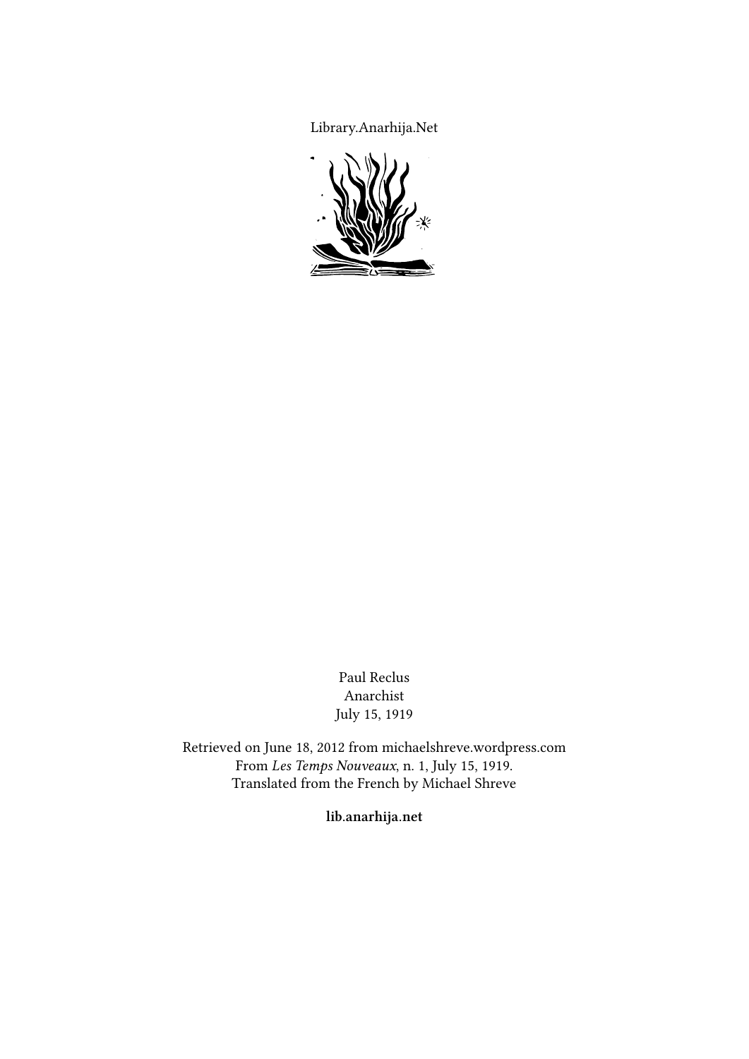Library.Anarhija.Net

Paul Reclus
Anarchist
July 15, 1919

Retrieved on June 18, 2012 from michaelshreve.wordpress.com
From *Les Temps Nouveaux*, n. 1, July 15, 1919.
Translated from the French by Michael Shreve

**lib.anarhija.net**